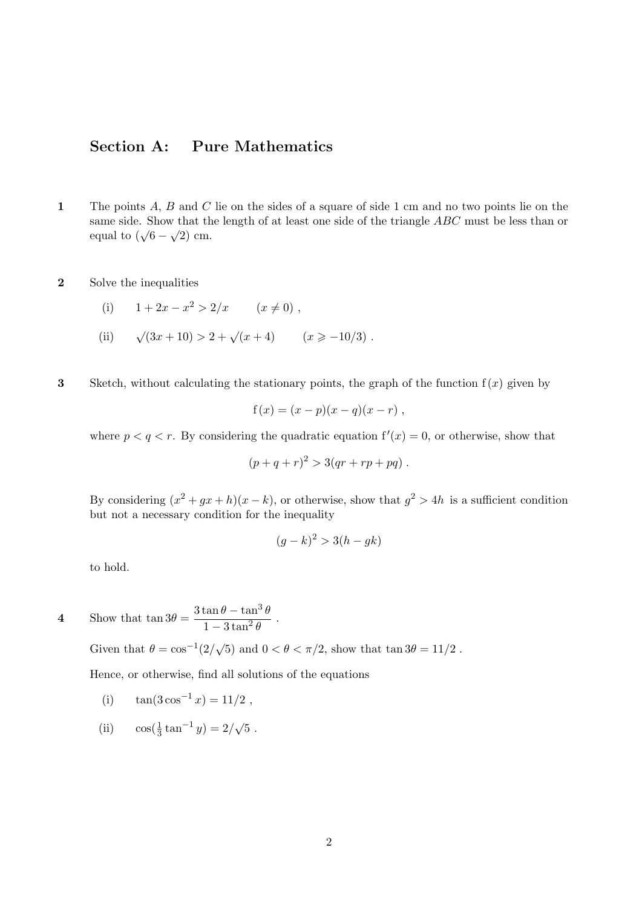## Section A: Pure Mathematics

**1** The points $A$, $B$ and $C$ lie on the sides of a square of side 1 cm and no two points lie on the same side. Show that the length of at least one side of the triangle $ABC$ must be less than or equal to $(\sqrt{6} - \sqrt{2})$ cm.

**2** Solve the inequalities

(i) $1 + 2x - x^2 > 2/x \qquad (x \neq 0)$ ,

(ii) $\sqrt{(3x + 10)} > 2 + \sqrt{(x + 4)} \qquad (x \geqslant -10/3)$ .

**3** Sketch, without calculating the stationary points, the graph of the function $\mathrm{f}(x)$ given by

$$\mathrm{f}(x) = (x - p)(x - q)(x - r) ,$$

where $p < q < r$. By considering the quadratic equation $\mathrm{f}'(x) = 0$, or otherwise, show that

$$(p + q + r)^2 > 3(qr + rp + pq) .$$

By considering $(x^2 + gx + h)(x - k)$, or otherwise, show that $g^2 > 4h$ is a sufficient condition but not a necessary condition for the inequality

$$(g - k)^2 > 3(h - gk)$$

to hold.

**4** Show that $\tan 3\theta = \dfrac{3 \tan \theta - \tan^3 \theta}{1 - 3 \tan^2 \theta}$ .

Given that $\theta = \cos^{-1}(2/\sqrt{5})$ and $0 < \theta < \pi/2$, show that $\tan 3\theta = 11/2$ .

Hence, or otherwise, find all solutions of the equations

(i) $\tan(3 \cos^{-1} x) = 11/2$ ,

(ii) $\cos(\frac{1}{3} \tan^{-1} y) = 2/\sqrt{5}$ .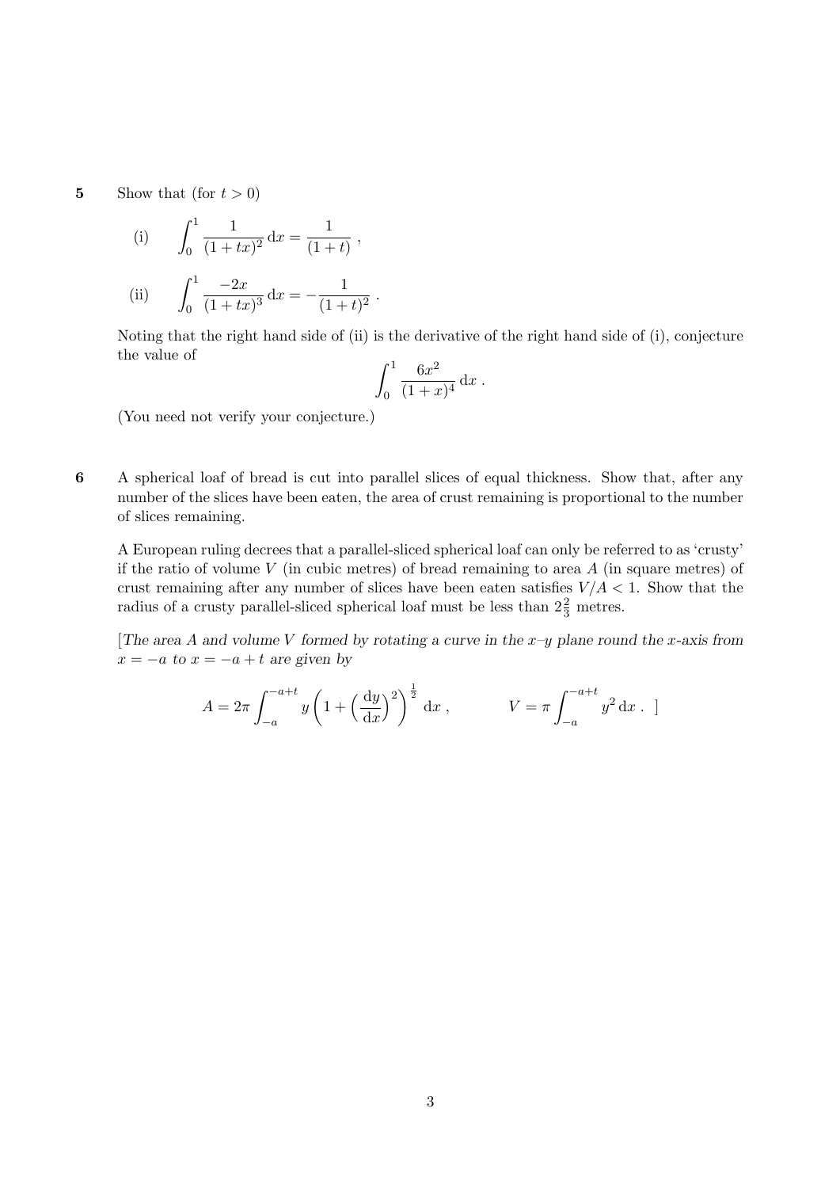**5** Show that (for $t > 0$)

(i) $$\int_0^1 \frac{1}{(1+tx)^2}\,\mathrm{d}x = \frac{1}{(1+t)}\ ,$$

(ii) $$\int_0^1 \frac{-2x}{(1+tx)^3}\,\mathrm{d}x = -\frac{1}{(1+t)^2}\ .$$

Noting that the right hand side of (ii) is the derivative of the right hand side of (i), conjecture the value of

$$\int_0^1 \frac{6x^2}{(1+x)^4}\,\mathrm{d}x\ .$$

(You need not verify your conjecture.)

**6** A spherical loaf of bread is cut into parallel slices of equal thickness. Show that, after any number of the slices have been eaten, the area of crust remaining is proportional to the number of slices remaining.

A European ruling decrees that a parallel-sliced spherical loaf can only be referred to as 'crusty' if the ratio of volume $V$ (in cubic metres) of bread remaining to area $A$ (in square metres) of crust remaining after any number of slices have been eaten satisfies $V/A < 1$. Show that the radius of a crusty parallel-sliced spherical loaf must be less than $2\frac{2}{3}$ metres.

[*The area $A$ and volume $V$ formed by rotating a curve in the $x$–$y$ plane round the $x$-axis from $x = -a$ to $x = -a + t$ are given by*

$$A = 2\pi \int_{-a}^{-a+t} y\left(1 + \left(\frac{\mathrm{d}y}{\mathrm{d}x}\right)^2\right)^{\frac{1}{2}} \mathrm{d}x\ , \qquad V = \pi \int_{-a}^{-a+t} y^2\,\mathrm{d}x\ .\ ]$$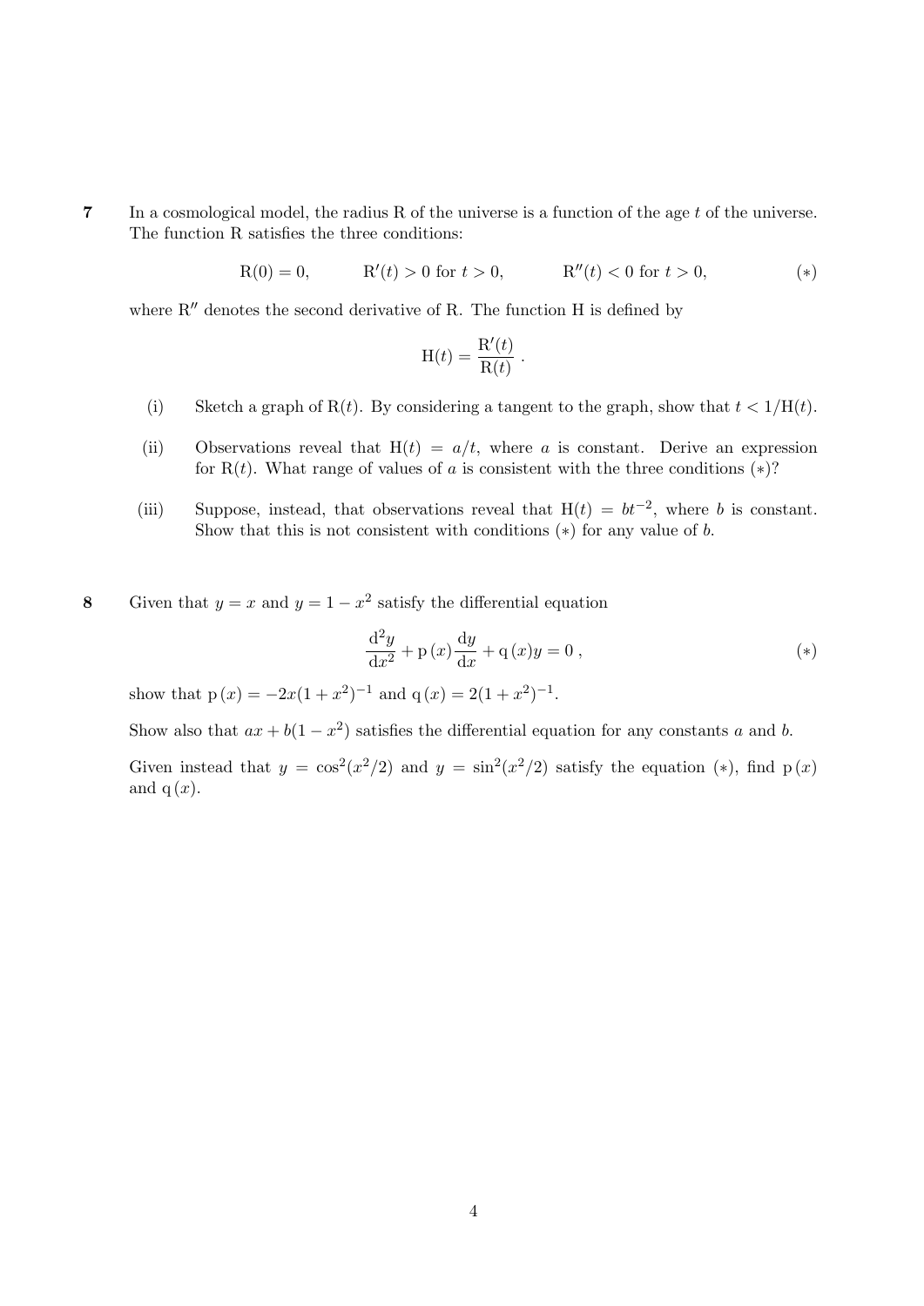**7** In a cosmological model, the radius R of the universe is a function of the age $t$ of the universe. The function R satisfies the three conditions:

$$\mathrm{R}(0) = 0, \qquad \mathrm{R}'(t) > 0 \text{ for } t > 0, \qquad \mathrm{R}''(t) < 0 \text{ for } t > 0, \qquad (*)$$

where $\mathrm{R}''$ denotes the second derivative of R. The function H is defined by

$$\mathrm{H}(t) = \frac{\mathrm{R}'(t)}{\mathrm{R}(t)}\,.$$

(i) Sketch a graph of $\mathrm{R}(t)$. By considering a tangent to the graph, show that $t < 1/\mathrm{H}(t)$.

(ii) Observations reveal that $\mathrm{H}(t) = a/t$, where $a$ is constant. Derive an expression for $\mathrm{R}(t)$. What range of values of $a$ is consistent with the three conditions $(*)$?

(iii) Suppose, instead, that observations reveal that $\mathrm{H}(t) = bt^{-2}$, where $b$ is constant. Show that this is not consistent with conditions $(*)$ for any value of $b$.

**8** Given that $y = x$ and $y = 1 - x^2$ satisfy the differential equation

$$\frac{\mathrm{d}^2y}{\mathrm{d}x^2} + \mathrm{p}\,(x)\frac{\mathrm{d}y}{\mathrm{d}x} + \mathrm{q}\,(x)y = 0\,, \qquad (*)$$

show that $\mathrm{p}\,(x) = -2x(1 + x^2)^{-1}$ and $\mathrm{q}\,(x) = 2(1 + x^2)^{-1}$.

Show also that $ax + b(1 - x^2)$ satisfies the differential equation for any constants $a$ and $b$.

Given instead that $y = \cos^2(x^2/2)$ and $y = \sin^2(x^2/2)$ satisfy the equation $(*)$, find $\mathrm{p}\,(x)$ and $\mathrm{q}\,(x)$.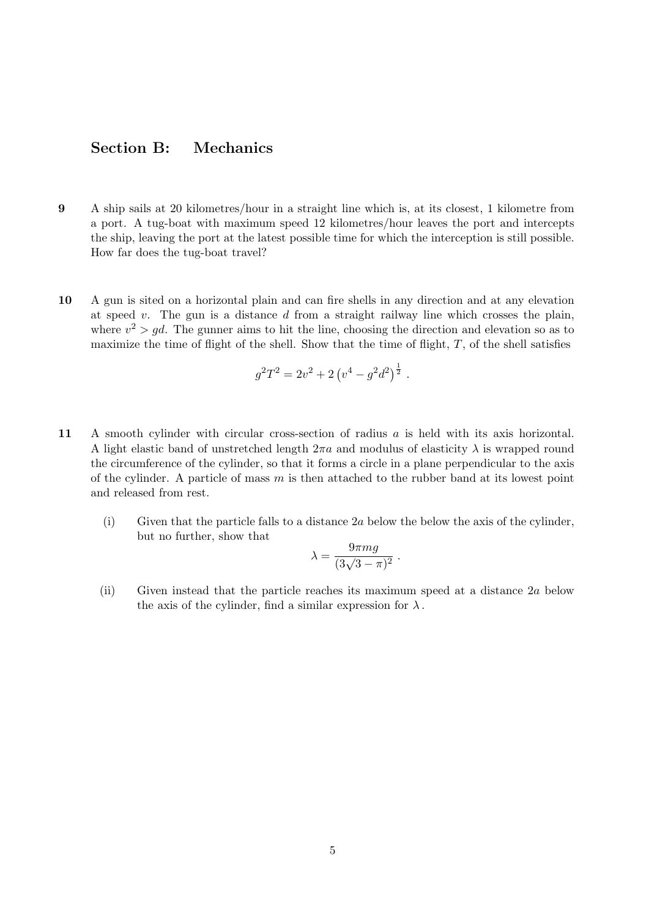## Section B: Mechanics

**9** A ship sails at 20 kilometres/hour in a straight line which is, at its closest, 1 kilometre from a port. A tug-boat with maximum speed 12 kilometres/hour leaves the port and intercepts the ship, leaving the port at the latest possible time for which the interception is still possible. How far does the tug-boat travel?

**10** A gun is sited on a horizontal plain and can fire shells in any direction and at any elevation at speed $v$. The gun is a distance $d$ from a straight railway line which crosses the plain, where $v^2 > gd$. The gunner aims to hit the line, choosing the direction and elevation so as to maximize the time of flight of the shell. Show that the time of flight, $T$, of the shell satisfies

$$g^2T^2 = 2v^2 + 2\left(v^4 - g^2d^2\right)^{\frac{1}{2}}.$$

**11** A smooth cylinder with circular cross-section of radius $a$ is held with its axis horizontal. A light elastic band of unstretched length $2\pi a$ and modulus of elasticity $\lambda$ is wrapped round the circumference of the cylinder, so that it forms a circle in a plane perpendicular to the axis of the cylinder. A particle of mass $m$ is then attached to the rubber band at its lowest point and released from rest.

(i) Given that the particle falls to a distance $2a$ below the below the axis of the cylinder, but no further, show that

$$\lambda = \frac{9\pi mg}{(3\sqrt{3} - \pi)^2}.$$

(ii) Given instead that the particle reaches its maximum speed at a distance $2a$ below the axis of the cylinder, find a similar expression for $\lambda$.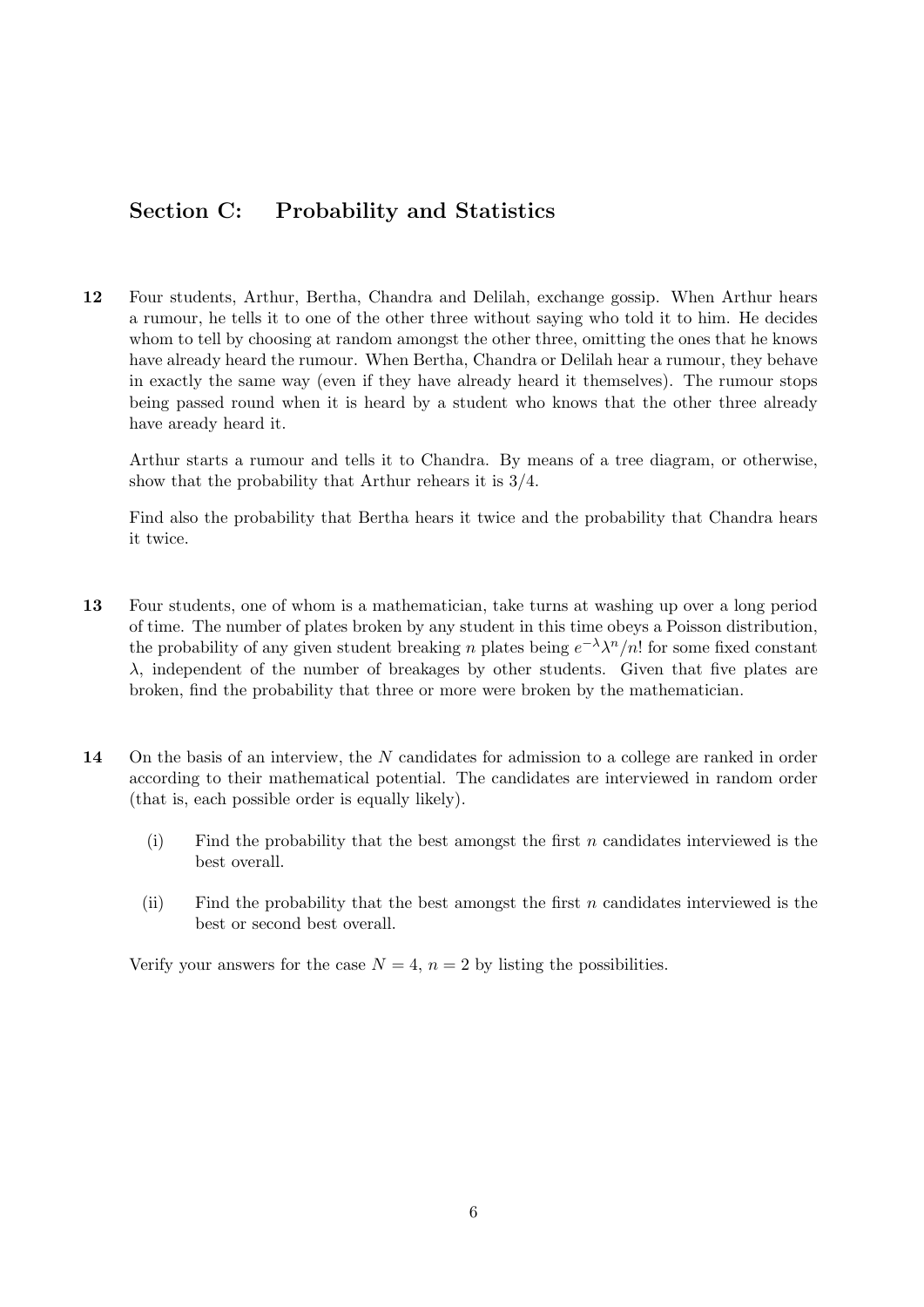## Section C: Probability and Statistics

**12** Four students, Arthur, Bertha, Chandra and Delilah, exchange gossip. When Arthur hears a rumour, he tells it to one of the other three without saying who told it to him. He decides whom to tell by choosing at random amongst the other three, omitting the ones that he knows have already heard the rumour. When Bertha, Chandra or Delilah hear a rumour, they behave in exactly the same way (even if they have already heard it themselves). The rumour stops being passed round when it is heard by a student who knows that the other three already have aready heard it.

Arthur starts a rumour and tells it to Chandra. By means of a tree diagram, or otherwise, show that the probability that Arthur rehears it is $3/4$.

Find also the probability that Bertha hears it twice and the probability that Chandra hears it twice.

**13** Four students, one of whom is a mathematician, take turns at washing up over a long period of time. The number of plates broken by any student in this time obeys a Poisson distribution, the probability of any given student breaking $n$ plates being $e^{-\lambda}\lambda^n/n!$ for some fixed constant $\lambda$, independent of the number of breakages by other students. Given that five plates are broken, find the probability that three or more were broken by the mathematician.

**14** On the basis of an interview, the $N$ candidates for admission to a college are ranked in order according to their mathematical potential. The candidates are interviewed in random order (that is, each possible order is equally likely).

(i) Find the probability that the best amongst the first $n$ candidates interviewed is the best overall.

(ii) Find the probability that the best amongst the first $n$ candidates interviewed is the best or second best overall.

Verify your answers for the case $N = 4$, $n = 2$ by listing the possibilities.